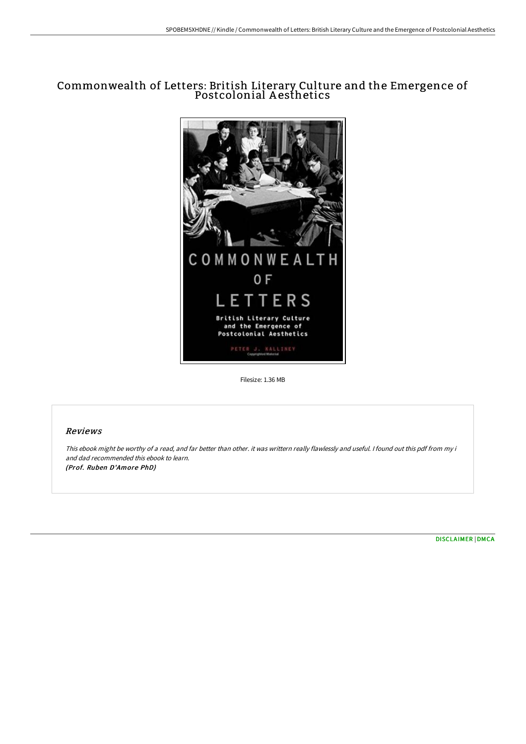# Commonwealth of Letters: British Literary Culture and the Emergence of Postcolonial Aesthetics

Filesize: 1.36 MB

## Reviews

*This ebook might be worthy of a read, and far better than other. it was writtern really flawlessly and useful. I found out this pdf from my i and dad recommended this ebook to learn.*
*(Prof. Ruben D'Amore PhD)*

DISCLAIMER | DMCA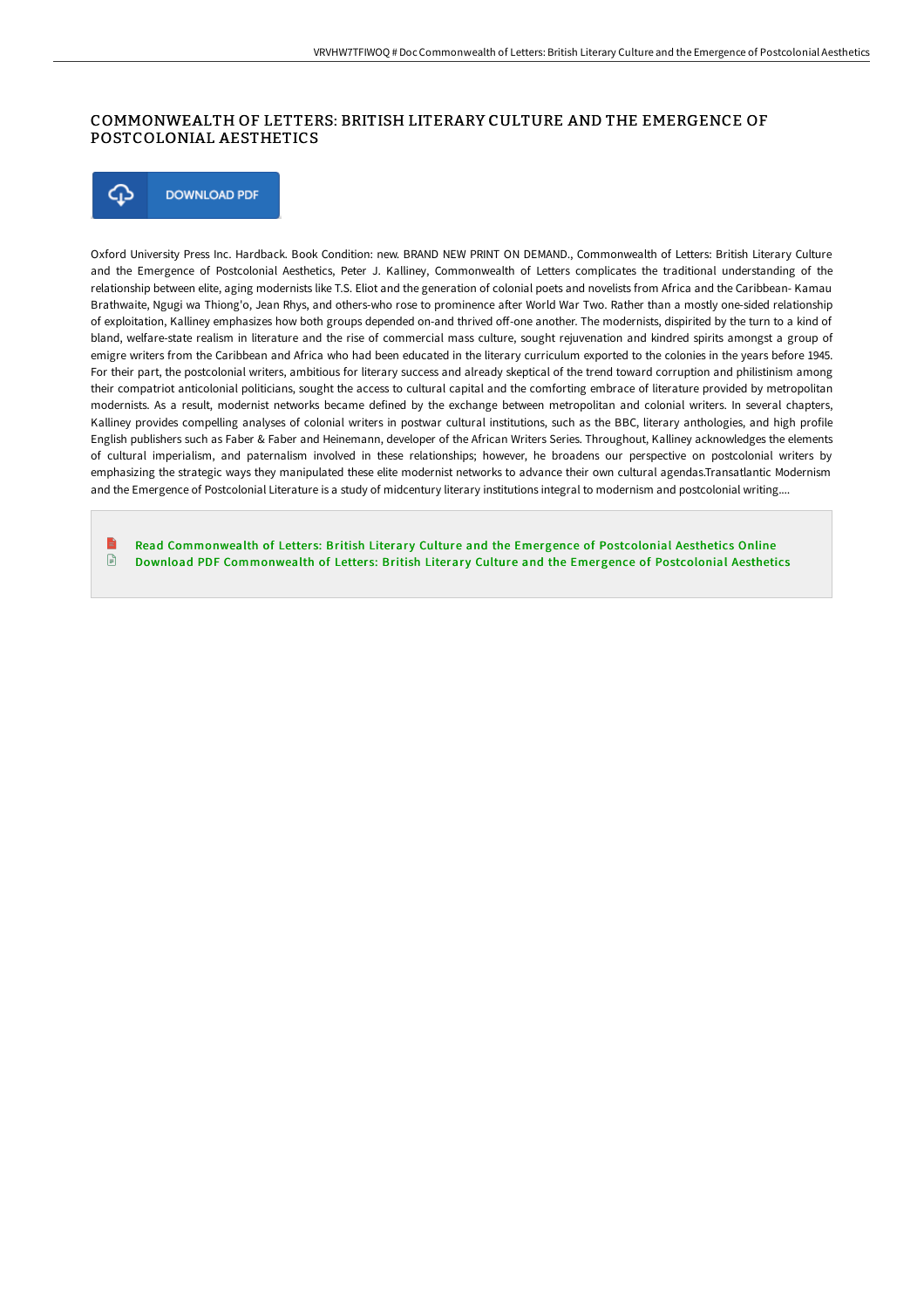# COMMONWEALTH OF LETTERS: BRITISH LITERARY CULTURE AND THE EMERGENCE OF POSTCOLONIAL AESTHETICS

DOWNLOAD PDF

Oxford University Press Inc. Hardback. Book Condition: new. BRAND NEW PRINT ON DEMAND., Commonwealth of Letters: British Literary Culture and the Emergence of Postcolonial Aesthetics, Peter J. Kalliney, Commonwealth of Letters complicates the traditional understanding of the relationship between elite, aging modernists like T.S. Eliot and the generation of colonial poets and novelists from Africa and the Caribbean- Kamau Brathwaite, Ngugi wa Thiong'o, Jean Rhys, and others-who rose to prominence after World War Two. Rather than a mostly one-sided relationship of exploitation, Kalliney emphasizes how both groups depended on-and thrived off-one another. The modernists, dispirited by the turn to a kind of bland, welfare-state realism in literature and the rise of commercial mass culture, sought rejuvenation and kindred spirits amongst a group of emigre writers from the Caribbean and Africa who had been educated in the literary curriculum exported to the colonies in the years before 1945. For their part, the postcolonial writers, ambitious for literary success and already skeptical of the trend toward corruption and philistinism among their compatriot anticolonial politicians, sought the access to cultural capital and the comforting embrace of literature provided by metropolitan modernists. As a result, modernist networks became defined by the exchange between metropolitan and colonial writers. In several chapters, Kalliney provides compelling analyses of colonial writers in postwar cultural institutions, such as the BBC, literary anthologies, and high profile English publishers such as Faber & Faber and Heinemann, developer of the African Writers Series. Throughout, Kalliney acknowledges the elements of cultural imperialism, and paternalism involved in these relationships; however, he broadens our perspective on postcolonial writers by emphasizing the strategic ways they manipulated these elite modernist networks to advance their own cultural agendas.Transatlantic Modernism and the Emergence of Postcolonial Literature is a study of midcentury literary institutions integral to modernism and postcolonial writing....

Read Commonwealth of Letters: British Literary Culture and the Emergence of Postcolonial Aesthetics Online
Download PDF Commonwealth of Letters: British Literary Culture and the Emergence of Postcolonial Aesthetics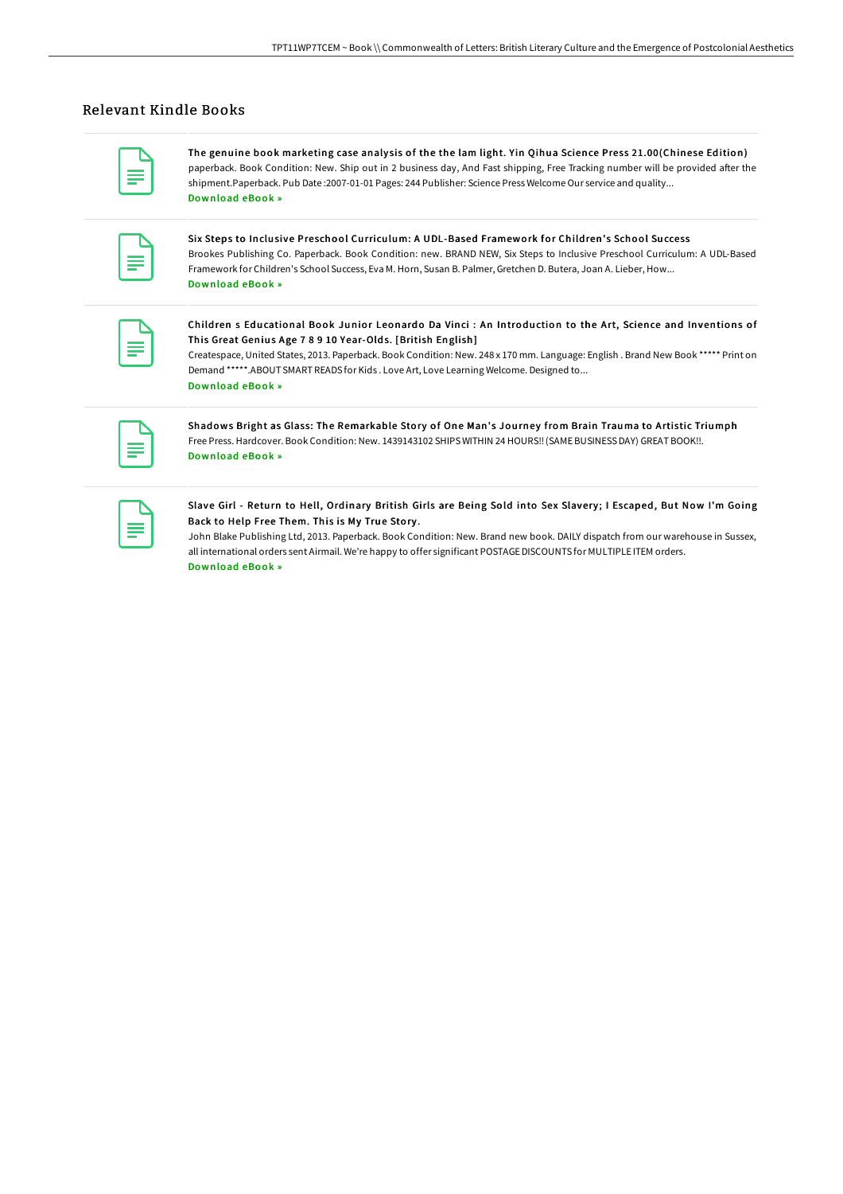## Relevant Kindle Books

**The genuine book marketing case analysis of the the lam light. Yin Qihua Science Press 21.00(Chinese Edition)**
paperback. Book Condition: New. Ship out in 2 business day, And Fast shipping, Free Tracking number will be provided after the shipment.Paperback. Pub Date :2007-01-01 Pages: 244 Publisher: Science Press Welcome Our service and quality...
Download eBook »

**Six Steps to Inclusive Preschool Curriculum: A UDL-Based Framework for Children's School Success**
Brookes Publishing Co. Paperback. Book Condition: new. BRAND NEW, Six Steps to Inclusive Preschool Curriculum: A UDL-Based Framework for Children's School Success, Eva M. Horn, Susan B. Palmer, Gretchen D. Butera, Joan A. Lieber, How...
Download eBook »

**Children s Educational Book Junior Leonardo Da Vinci : An Introduction to the Art, Science and Inventions of This Great Genius Age 7 8 9 10 Year-Olds. [British English]**
Createspace, United States, 2013. Paperback. Book Condition: New. 248 x 170 mm. Language: English . Brand New Book ***** Print on Demand *****.ABOUT SMART READS for Kids . Love Art, Love Learning Welcome. Designed to...
Download eBook »

**Shadows Bright as Glass: The Remarkable Story of One Man's Journey from Brain Trauma to Artistic Triumph**
Free Press. Hardcover. Book Condition: New. 1439143102 SHIPS WITHIN 24 HOURS!! (SAME BUSINESS DAY) GREAT BOOK!!.
Download eBook »

**Slave Girl - Return to Hell, Ordinary British Girls are Being Sold into Sex Slavery; I Escaped, But Now I'm Going Back to Help Free Them. This is My True Story.**
John Blake Publishing Ltd, 2013. Paperback. Book Condition: New. Brand new book. DAILY dispatch from our warehouse in Sussex, all international orders sent Airmail. We're happy to offer significant POSTAGE DISCOUNTS for MULTIPLE ITEM orders.
Download eBook »